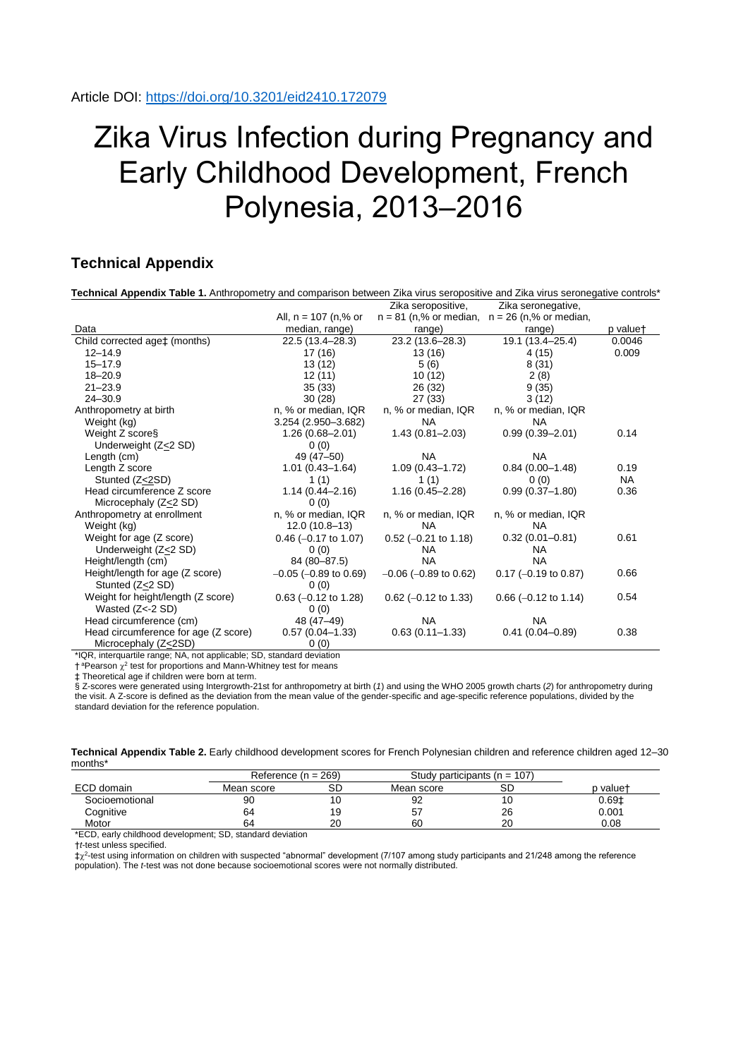Article DOI: https://doi.org/10.3201/eid2410.172079

# Zika Virus Infection during Pregnancy and Early Childhood Development, French Polynesia, 2013–2016

## Technical Appendix

**Technical Appendix Table 1.** Anthropometry and comparison between Zika virus seropositive and Zika virus seronegative controls*

| Data | All, n = 107 (n,% or median, range) | Zika seropositive, n = 81 (n,% or median, range) | Zika seronegative, n = 26 (n,% or median, range) | p value† |
|---|---|---|---|---|
| Child corrected age‡ (months) | 22.5 (13.4–28.3) | 23.2 (13.6–28.3) | 19.1 (13.4–25.4) | 0.0046 |
| 12–14.9 | 17 (16) | 13 (16) | 4 (15) | 0.009 |
| 15–17.9 | 13 (12) | 5 (6) | 8 (31) | |
| 18–20.9 | 12 (11) | 10 (12) | 2 (8) | |
| 21–23.9 | 35 (33) | 26 (32) | 9 (35) | |
| 24–30.9 | 30 (28) | 27 (33) | 3 (12) | |
| Anthropometry at birth | n, % or median, IQR | n, % or median, IQR | n, % or median, IQR | |
| Weight (kg) | 3.254 (2.950–3.682) | NA | NA | |
| Weight Z score§ | 1.26 (0.68–2.01) | 1.43 (0.81–2.03) | 0.99 (0.39–2.01) | 0.14 |
| Underweight (Z≤2 SD) | 0 (0) | | | |
| Length (cm) | 49 (47–50) | NA | NA | |
| Length Z score | 1.01 (0.43–1.64) | 1.09 (0.43–1.72) | 0.84 (0.00–1.48) | 0.19 |
| Stunted (Z≤2SD) | 1 (1) | 1 (1) | 0 (0) | NA |
| Head circumference Z score | 1.14 (0.44–2.16) | 1.16 (0.45–2.28) | 0.99 (0.37–1.80) | 0.36 |
| Microcephaly (Z≤2 SD) | 0 (0) | | | |
| Anthropometry at enrollment | n, % or median, IQR | n, % or median, IQR | n, % or median, IQR | |
| Weight (kg) | 12.0 (10.8–13) | NA | NA | |
| Weight for age (Z score) | 0.46 (−0.17 to 1.07) | 0.52 (−0.21 to 1.18) | 0.32 (0.01–0.81) | 0.61 |
| Underweight (Z≤2 SD) | 0 (0) | NA | NA | |
| Height/length (cm) | 84 (80–87.5) | NA | NA | |
| Height/length for age (Z score) | −0.05 (−0.89 to 0.69) | −0.06 (−0.89 to 0.62) | 0.17 (−0.19 to 0.87) | 0.66 |
| Stunted (Z≤2 SD) | 0 (0) | | | |
| Weight for height/length (Z score) | 0.63 (−0.12 to 1.28) | 0.62 (−0.12 to 1.33) | 0.66 (−0.12 to 1.14) | 0.54 |
| Wasted (Z<-2 SD) | 0 (0) | | | |
| Head circumference (cm) | 48 (47–49) | NA | NA | |
| Head circumference for age (Z score) | 0.57 (0.04–1.33) | 0.63 (0.11–1.33) | 0.41 (0.04–0.89) | 0.38 |
| Microcephaly (Z≤2SD) | 0 (0) | | | |

*IQR, interquartile range; NA, not applicable; SD, standard deviation

† ªPearson $\chi^2$ test for proportions and Mann-Whitney test for means

‡ Theoretical age if children were born at term.

§ Z-scores were generated using Intergrowth-21st for anthropometry at birth (*1*) and using the WHO 2005 growth charts (*2*) for anthropometry during the visit. A Z-score is defined as the deviation from the mean value of the gender-specific and age-specific reference populations, divided by the standard deviation for the reference population.

**Technical Appendix Table 2.** Early childhood development scores for French Polynesian children and reference children aged 12–30 months*

| ECD domain | Reference (n = 269) | | Study participants (n = 107) | | p value† |
|---|---|---|---|---|---|
| | Mean score | SD | Mean score | SD | |
| Socioemotional | 90 | 10 | 92 | 10 | 0.69‡ |
| Cognitive | 64 | 19 | 57 | 26 | 0.001 |
| Motor | 64 | 20 | 60 | 20 | 0.08 |

*ECD, early childhood development; SD, standard deviation

†*t*-test unless specified.

‡$\chi^2$-test using information on children with suspected "abnormal" development (7/107 among study participants and 21/248 among the reference population). The *t*-test was not done because socioemotional scores were not normally distributed.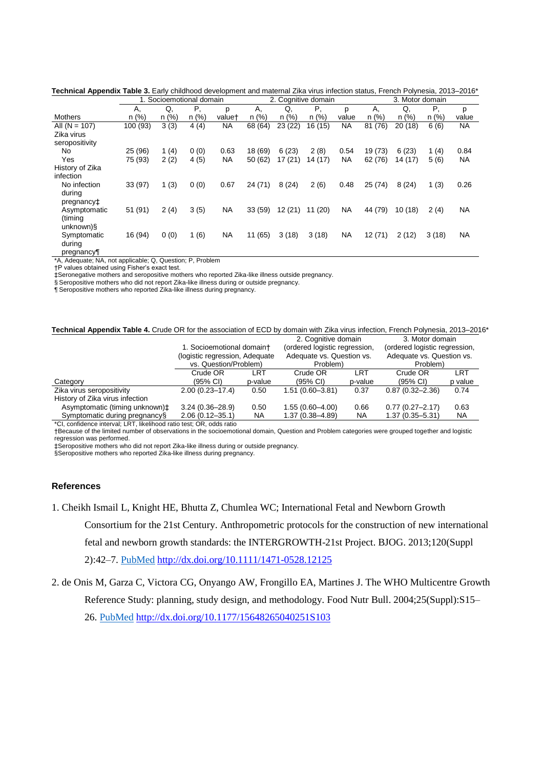**Technical Appendix Table 3.** Early childhood development and maternal Zika virus infection status, French Polynesia, 2013–2016*

| | 1. Socioemotional domain | | | | 2. Cognitive domain | | | | 3. Motor domain | | | |
|---|---|---|---|---|---|---|---|---|---|---|---|---|
| Mothers | A, n (%) | Q, n (%) | P, n (%) | p value† | A, n (%) | Q, n (%) | P, n (%) | p value | A, n (%) | Q, n (%) | P, n (%) | p value |
| All (N = 107) | 100 (93) | 3 (3) | 4 (4) | NA | 68 (64) | 23 (22) | 16 (15) | NA | 81 (76) | 20 (18) | 6 (6) | NA |
| Zika virus seropositivity | | | | | | | | | | | | |
| No | 25 (96) | 1 (4) | 0 (0) | 0.63 | 18 (69) | 6 (23) | 2 (8) | 0.54 | 19 (73) | 6 (23) | 1 (4) | 0.84 |
| Yes | 75 (93) | 2 (2) | 4 (5) | NA | 50 (62) | 17 (21) | 14 (17) | NA | 62 (76) | 14 (17) | 5 (6) | NA |
| History of Zika infection | | | | | | | | | | | | |
| No infection during pregnancy‡ | 33 (97) | 1 (3) | 0 (0) | 0.67 | 24 (71) | 8 (24) | 2 (6) | 0.48 | 25 (74) | 8 (24) | 1 (3) | 0.26 |
| Asymptomatic (timing unknown)§ | 51 (91) | 2 (4) | 3 (5) | NA | 33 (59) | 12 (21) | 11 (20) | NA | 44 (79) | 10 (18) | 2 (4) | NA |
| Symptomatic during pregnancy¶ | 16 (94) | 0 (0) | 1 (6) | NA | 11 (65) | 3 (18) | 3 (18) | NA | 12 (71) | 2 (12) | 3 (18) | NA |

*A, Adequate; NA, not applicable; Q, Question; P, Problem
†P values obtained using Fisher's exact test.
‡Seronegative mothers and seropositive mothers who reported Zika-like illness outside pregnancy.
§ Seropositive mothers who did not report Zika-like illness during or outside pregnancy.
¶ Seropositive mothers who reported Zika-like illness during pregnancy.

**Technical Appendix Table 4.** Crude OR for the association of ECD by domain with Zika virus infection, French Polynesia, 2013–2016*

| | 1. Socioemotional domain† (logistic regression, Adequate vs. Question/Problem) | | 2. Cognitive domain (ordered logistic regression, Adequate vs. Question vs. Problem) | | 3. Motor domain (ordered logistic regression, Adequate vs. Question vs. Problem) | |
|---|---|---|---|---|---|---|
| Category | Crude OR (95% CI) | LRT p-value | Crude OR (95% CI) | LRT p-value | Crude OR (95% CI) | LRT p value |
| Zika virus seropositivity | 2.00 (0.23–17.4) | 0.50 | 1.51 (0.60–3.81) | 0.37 | 0.87 (0.32–2.36) | 0.74 |
| History of Zika virus infection | | | | | | |
| Asymptomatic (timing unknown)‡ | 3.24 (0.36–28.9) | 0.50 | 1.55 (0.60–4.00) | 0.66 | 0.77 (0.27–2.17) | 0.63 |
| Symptomatic during pregnancy§ | 2.06 (0.12–35.1) | NA | 1.37 (0.38–4.89) | NA | 1.37 (0.35–5.31) | NA |

*CI, confidence interval; LRT, likelihood ratio test; OR, odds ratio
†Because of the limited number of observations in the socioemotional domain, Question and Problem categories were grouped together and logistic regression was performed.
‡Seropositive mothers who did not report Zika-like illness during or outside pregnancy.
§Seropositive mothers who reported Zika-like illness during pregnancy.

## References

1. Cheikh Ismail L, Knight HE, Bhutta Z, Chumlea WC; International Fetal and Newborn Growth Consortium for the 21st Century. Anthropometric protocols for the construction of new international fetal and newborn growth standards: the INTERGROWTH-21st Project. BJOG. 2013;120(Suppl 2):42–7. PubMed http://dx.doi.org/10.1111/1471-0528.12125

2. de Onis M, Garza C, Victora CG, Onyango AW, Frongillo EA, Martines J. The WHO Multicentre Growth Reference Study: planning, study design, and methodology. Food Nutr Bull. 2004;25(Suppl):S15–26. PubMed http://dx.doi.org/10.1177/15648265040251S103